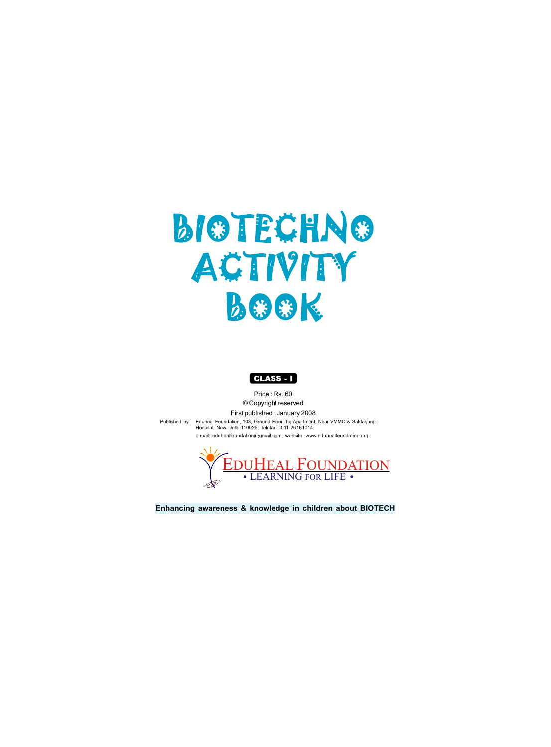# BIOTECHNO ACTIVITY BOOK

**CLASS - I**

Price : Rs. 60

© Copyright reserved

First published : January 2008

Published by : Eduheal Foundation, 103, Ground Floor, Taj Apartment, Near VMMC & Safdarjung Hospital, New Delhi-110029, Telefax : 011-26161014.

e.mail: eduhealfoundation@gmail.com, website: www.eduhealfoundation.org

EDUHEAL FOUNDATION
• LEARNING FOR LIFE •

**Enhancing awareness & knowledge in children about BIOTECH**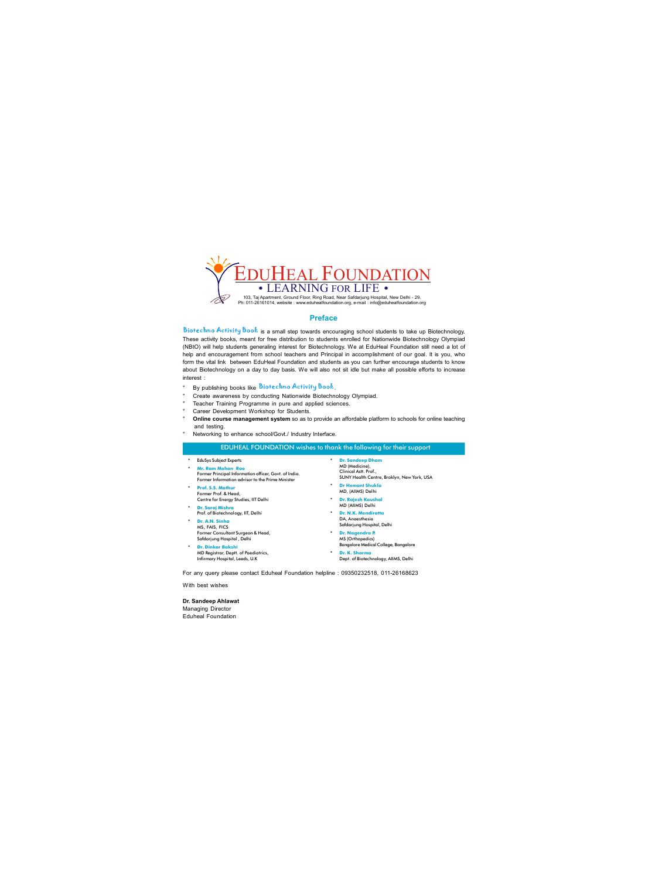# EDUHEAL FOUNDATION

• LEARNING FOR LIFE •

103, Taj Apartment, Ground Floor, Ring Road, Near Safdarjung Hospital, New Delhi - 29.
Ph: 011-26161014, website : www.eduhealfoundation.org, e-mail : info@eduhealfoundation.org

## Preface

Biotechno Activity Book is a small step towards encouraging school students to take up Biotechnology. These activity books, meant for free distribution to students enrolled for Nationwide Biotechnology Olympiad (NBtO) will help students generaling interest for Biotechnology. We at EduHeal Foundation still need a lot of help and encouragement from school teachers and Principal in accomplishment of our goal. It is you, who form the vital link between EduHeal Foundation and students as you can further encourage students to know about Biotechnology on a day to day basis. We will also not sit idle but make all possible efforts to increase interest :

- By publishing books like Biotechno Activity Book.
- Create awareness by conducting Nationwide Biotechnology Olympiad.
- Teacher Training Programme in pure and applied sciences.
- Career Development Workshop for Students.
- **Online course management system** so as to provide an affordable platform to schools for online teaching and testing.
- Networking to enhance school/Govt./ Industry Interface.

### EDUHEAL FOUNDATION wishes to thank the following for their support

- EduSys Subject Experts
- **Mr. Ram Mohan Rao**
  Former Principal Information officer, Govt. of India.
  Former Information advisor to the Prime Minister
- **Prof. S.S. Mathur**
  Former Prof. & Head,
  Centre for Energy Studies, IIT Delhi
- **Dr. Saroj Mishra**
  Prof. of Biotechnology, IIT, Delhi
- **Dr. A.N. Sinha**
  MS, FAIS, FICS
  Former Consultant Surgeon & Head,
  Safdarjung Hospital , Delhi
- **Dr. Dinkar Bakshi**
  MD Registrar, Deptt. of Paediatrics,
  Infirmary Hospital, Leeds, U.K
- **Dr. Sandeep Dham**
  MD (Medicine),
  Clinical Astt. Prof.,
  SUNY Health Centre, Broklyn, New York, USA
- **Dr Hemant Shukla**
  MD, (AIIMS) Delhi
- **Dr. Rajesh Kaushal**
  MD (AIIMS) Delhi
- **Dr. N.K. Mendiratta**
  DA, Anaesthesia
  Safdarjung Hospital, Delhi
- **Dr. Nagendra P.**
  MS (Orthopedics)
  Bangalore Medical College, Bangalore
- **Dr. K. Sharma**
  Dept. of Biotechnology, AIIMS, Delhi

For any query please contact Eduheal Foundation helpline : 09350232518, 011-26168623

With best wishes

**Dr. Sandeep Ahlawat**
Managing Director
Eduheal Foundation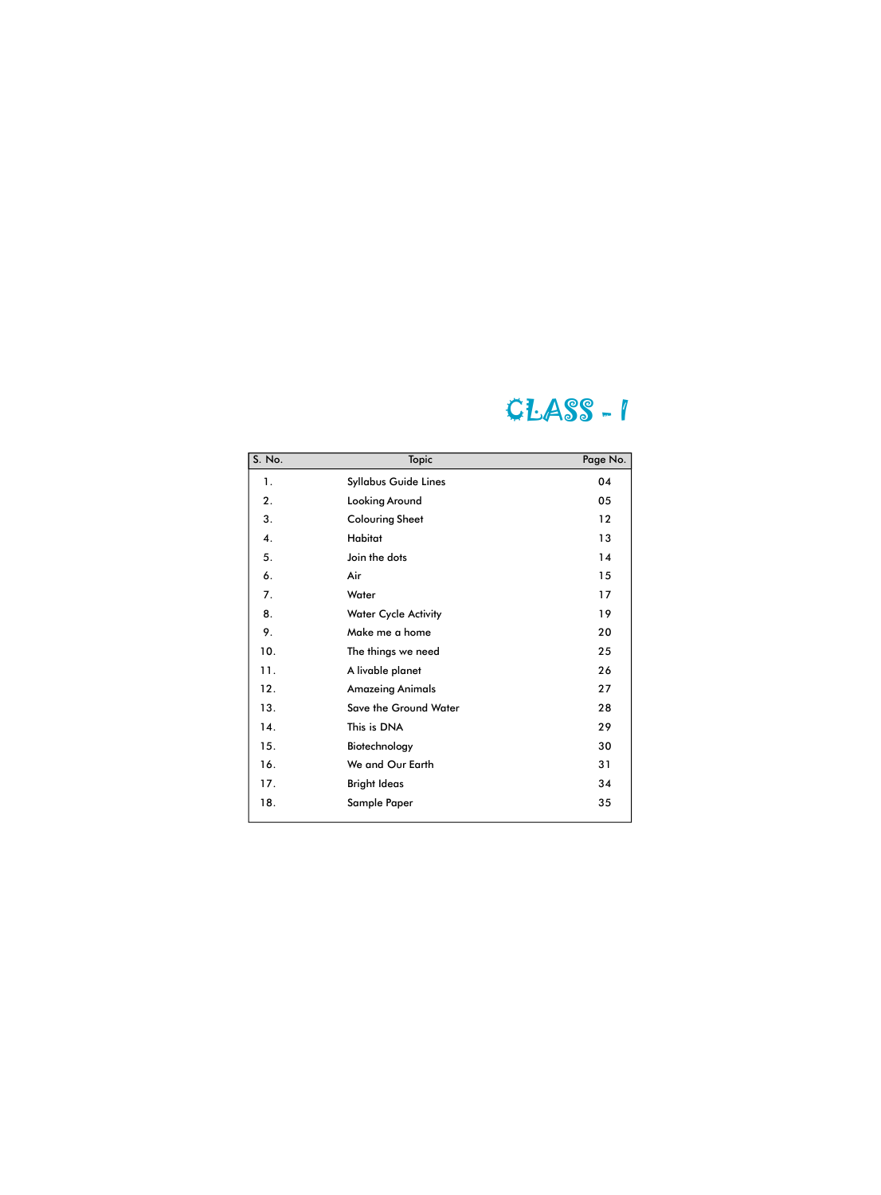# CLASS - I

| S. No. | Topic | Page No. |
|---|---|---|
| 1. | Syllabus Guide Lines | 04 |
| 2. | Looking Around | 05 |
| 3. | Colouring Sheet | 12 |
| 4. | Habitat | 13 |
| 5. | Join the dots | 14 |
| 6. | Air | 15 |
| 7. | Water | 17 |
| 8. | Water Cycle Activity | 19 |
| 9. | Make me a home | 20 |
| 10. | The things we need | 25 |
| 11. | A livable planet | 26 |
| 12. | Amazeing Animals | 27 |
| 13. | Save the Ground Water | 28 |
| 14. | This is DNA | 29 |
| 15. | Biotechnology | 30 |
| 16. | We and Our Earth | 31 |
| 17. | Bright Ideas | 34 |
| 18. | Sample Paper | 35 |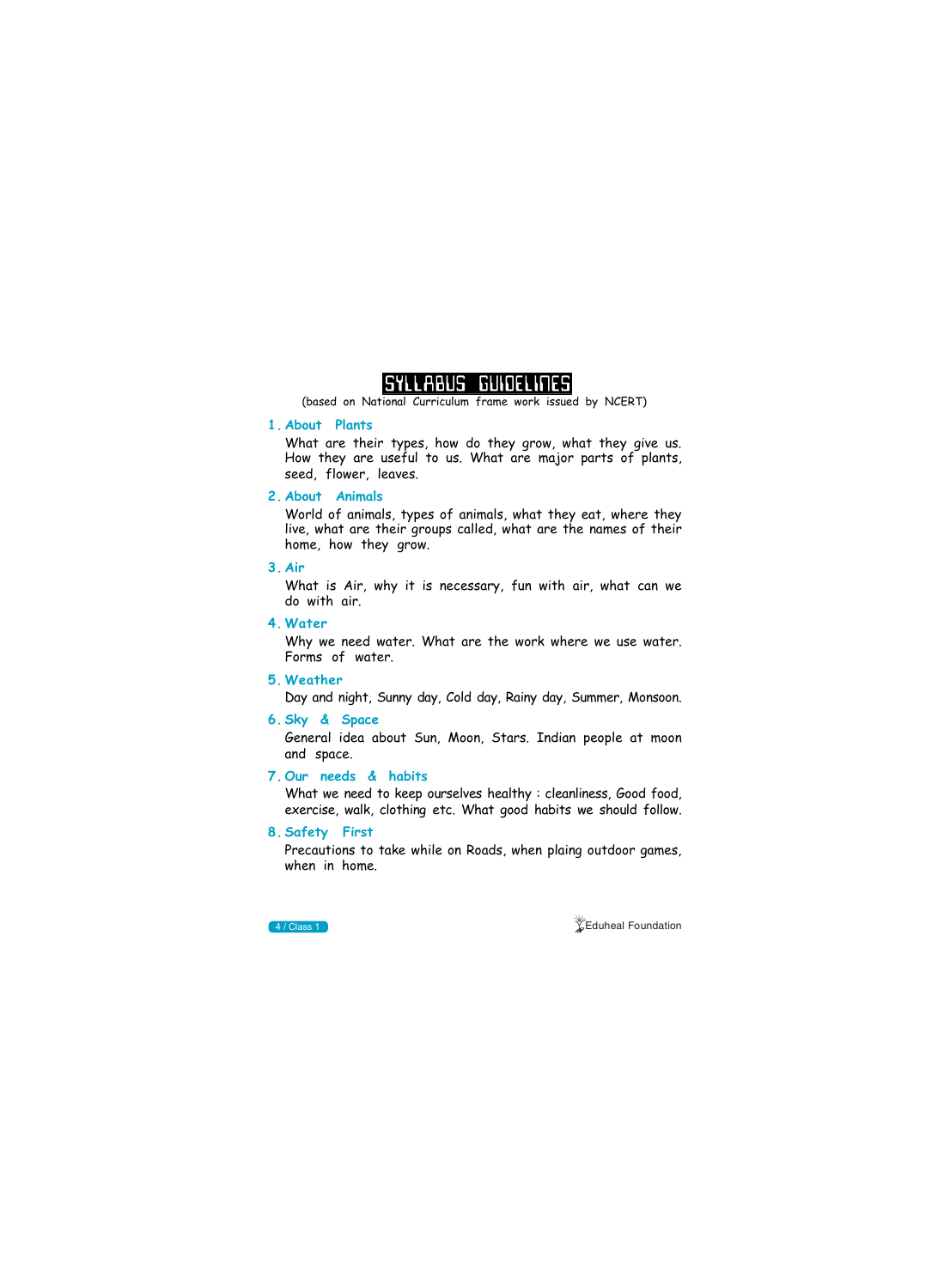# SYLLABUS GUIDELINES

(based on National Curriculum frame work issued by NCERT)

## 1. About Plants

What are their types, how do they grow, what they give us. How they are useful to us. What are major parts of plants, seed, flower, leaves.

## 2. About Animals

World of animals, types of animals, what they eat, where they live, what are their groups called, what are the names of their home, how they grow.

## 3. Air

What is Air, why it is necessary, fun with air, what can we do with air.

## 4. Water

Why we need water. What are the work where we use water. Forms of water.

## 5. Weather

Day and night, Sunny day, Cold day, Rainy day, Summer, Monsoon.

## 6. Sky & Space

General idea about Sun, Moon, Stars. Indian people at moon and space.

## 7. Our needs & habits

What we need to keep ourselves healthy : cleanliness, Good food, exercise, walk, clothing etc. What good habits we should follow.

## 8. Safety First

Precautions to take while on Roads, when plaing outdoor games, when in home.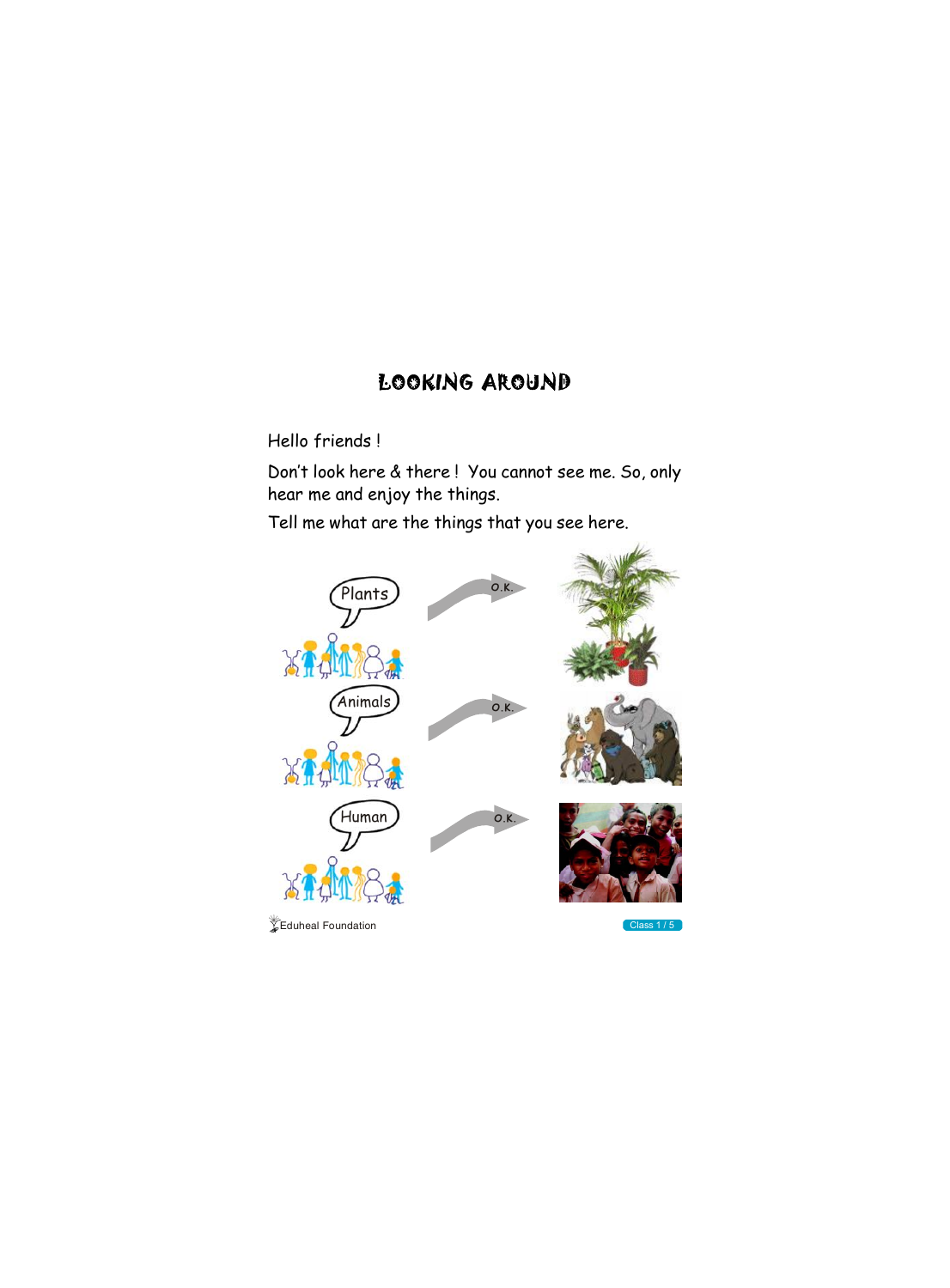# LOOKING AROUND

Hello friends !

Don't look here & there ! You cannot see me. So, only hear me and enjoy the things.

Tell me what are the things that you see here.

Plants → O.K.

Animals → O.K.

Human → O.K.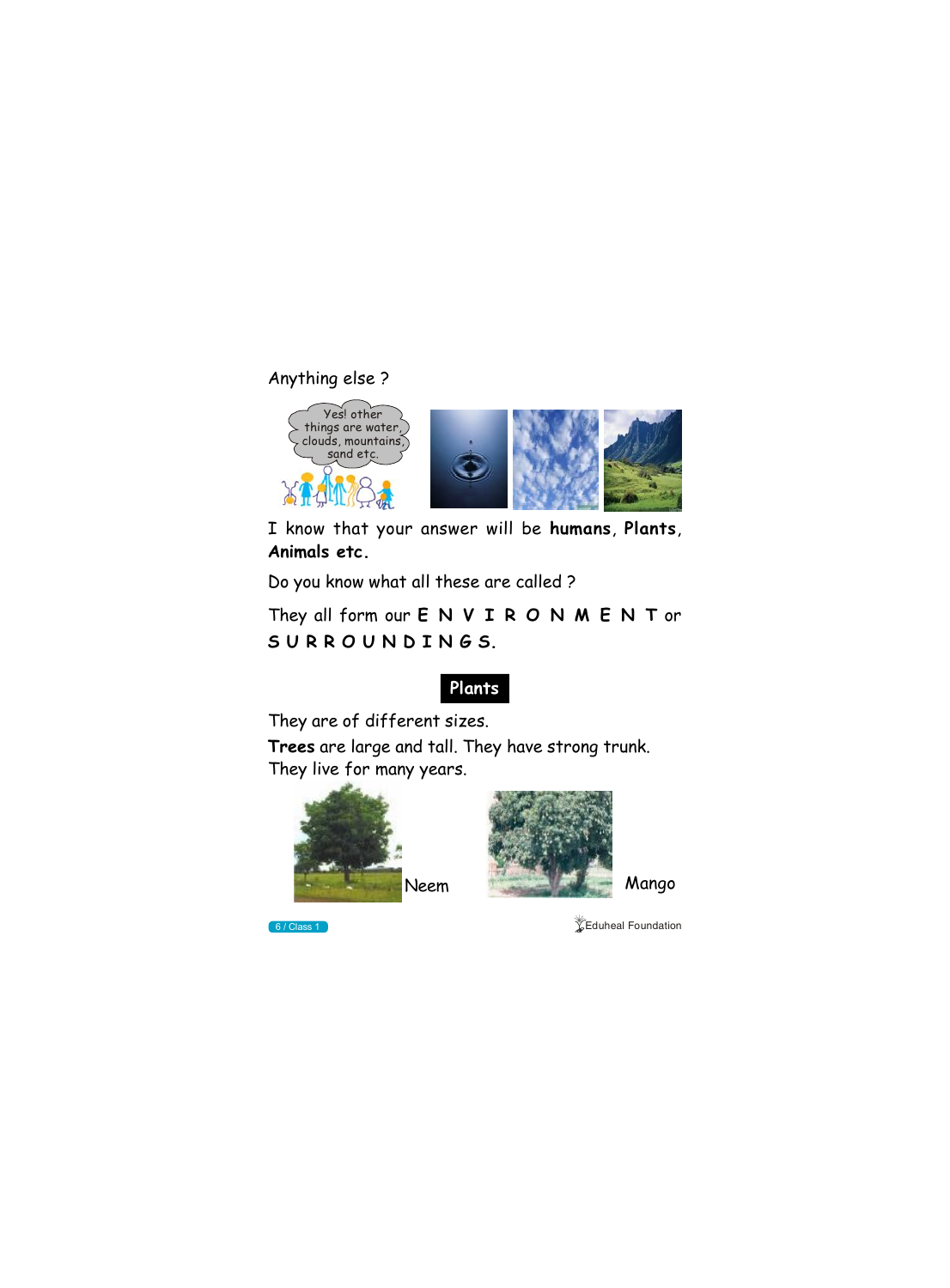Anything else ?

Yes! other things are water, clouds, mountains, sand etc.

I know that your answer will be **humans**, **Plants**, **Animals etc.**

Do you know what all these are called ?

They all form our **E N V I R O N M E N T** or **S U R R O U N D I N G S.**

## Plants

They are of different sizes.

**Trees** are large and tall. They have strong trunk.
They live for many years.

Neem

Mango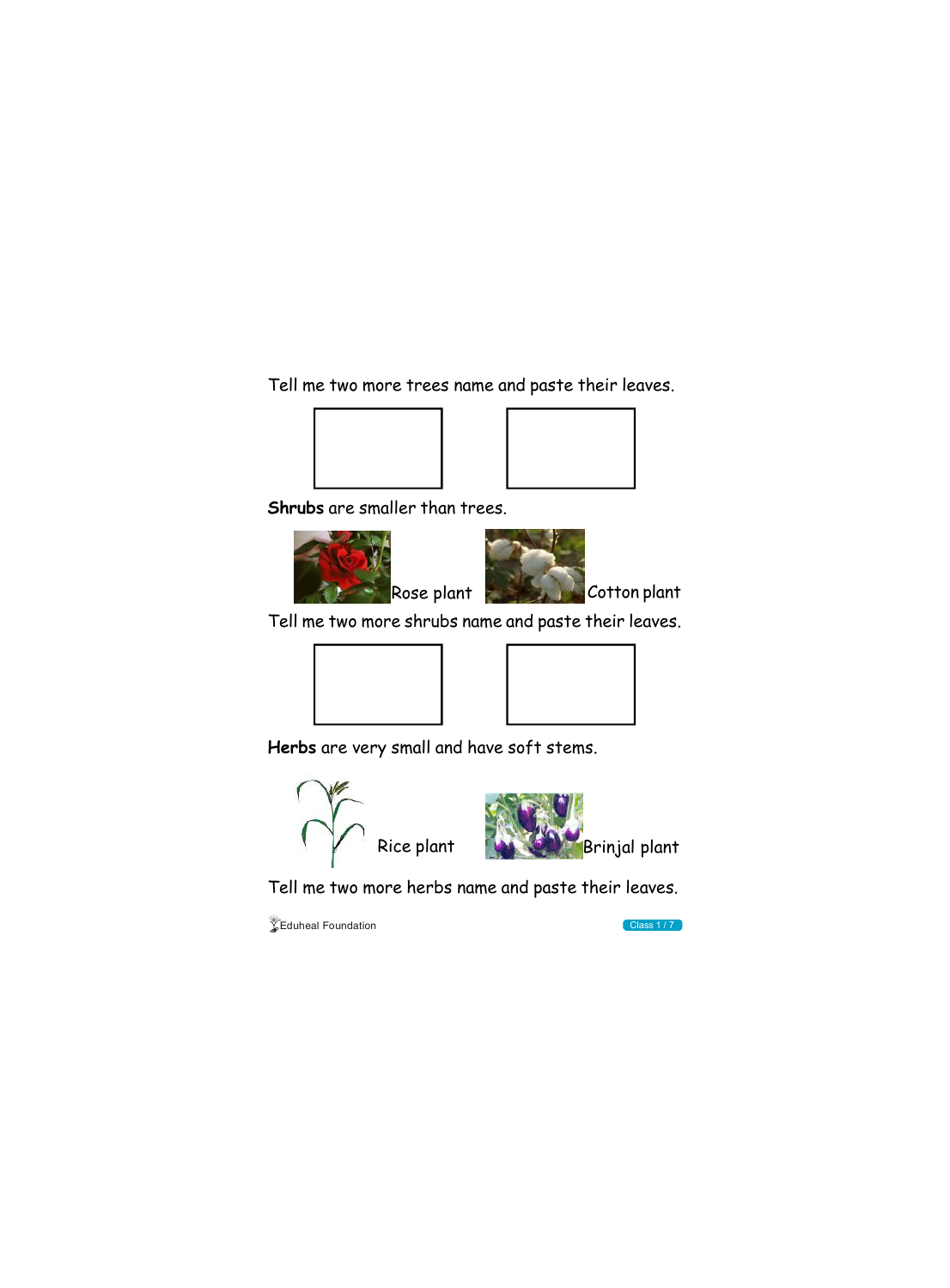Tell me two more trees name and paste their leaves.

**Shrubs** are smaller than trees.

Rose plant

Cotton plant

Tell me two more shrubs name and paste their leaves.

**Herbs** are very small and have soft stems.

Rice plant

Brinjal plant

Tell me two more herbs name and paste their leaves.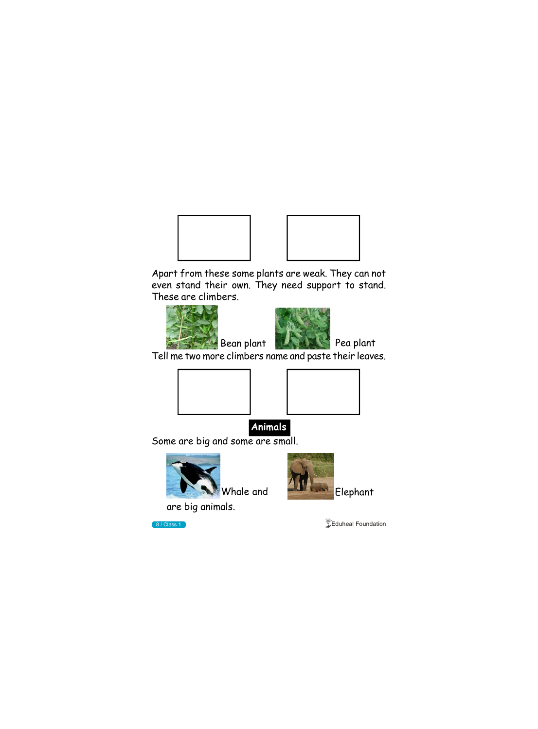Apart from these some plants are weak. They can not even stand their own. They need support to stand. These are climbers.

Bean plant     Pea plant

Tell me two more climbers name and paste their leaves.

## Animals

Some are big and some are small.

Whale and     Elephant

are big animals.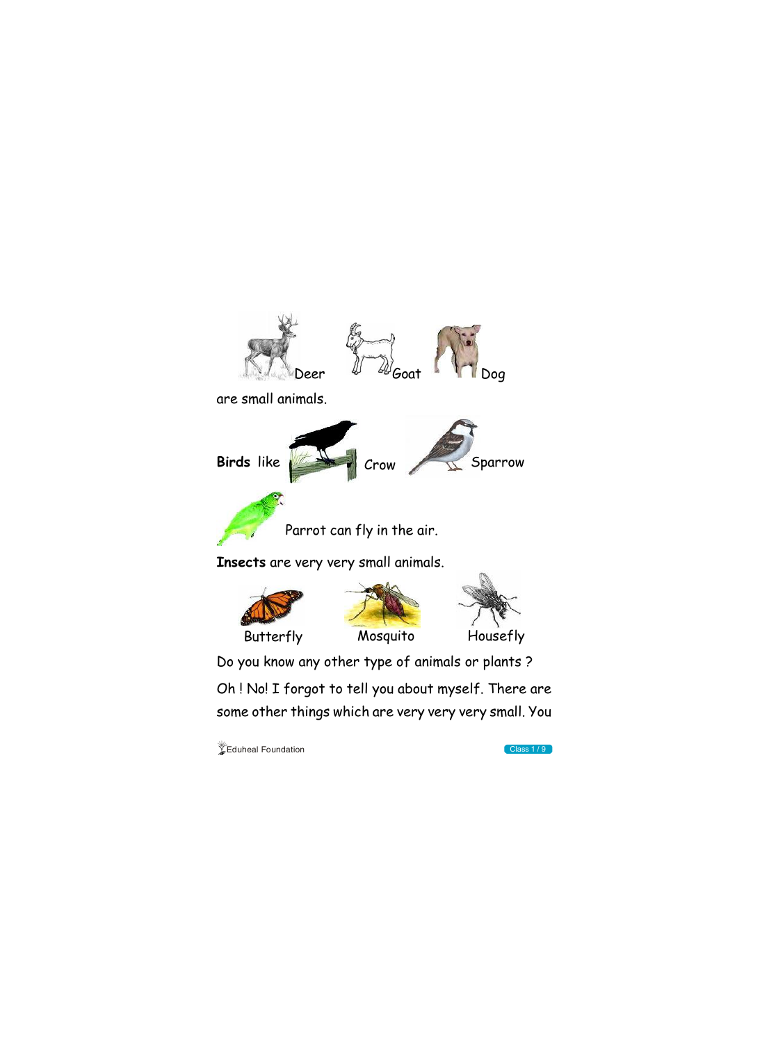Deer Goat Dog

are small animals.

**Birds** like Crow Sparrow

Parrot can fly in the air.

**Insects** are very very small animals.

Butterfly Mosquito Housefly

Do you know any other type of animals or plants ?

Oh ! No! I forgot to tell you about myself. There are some other things which are very very very small. You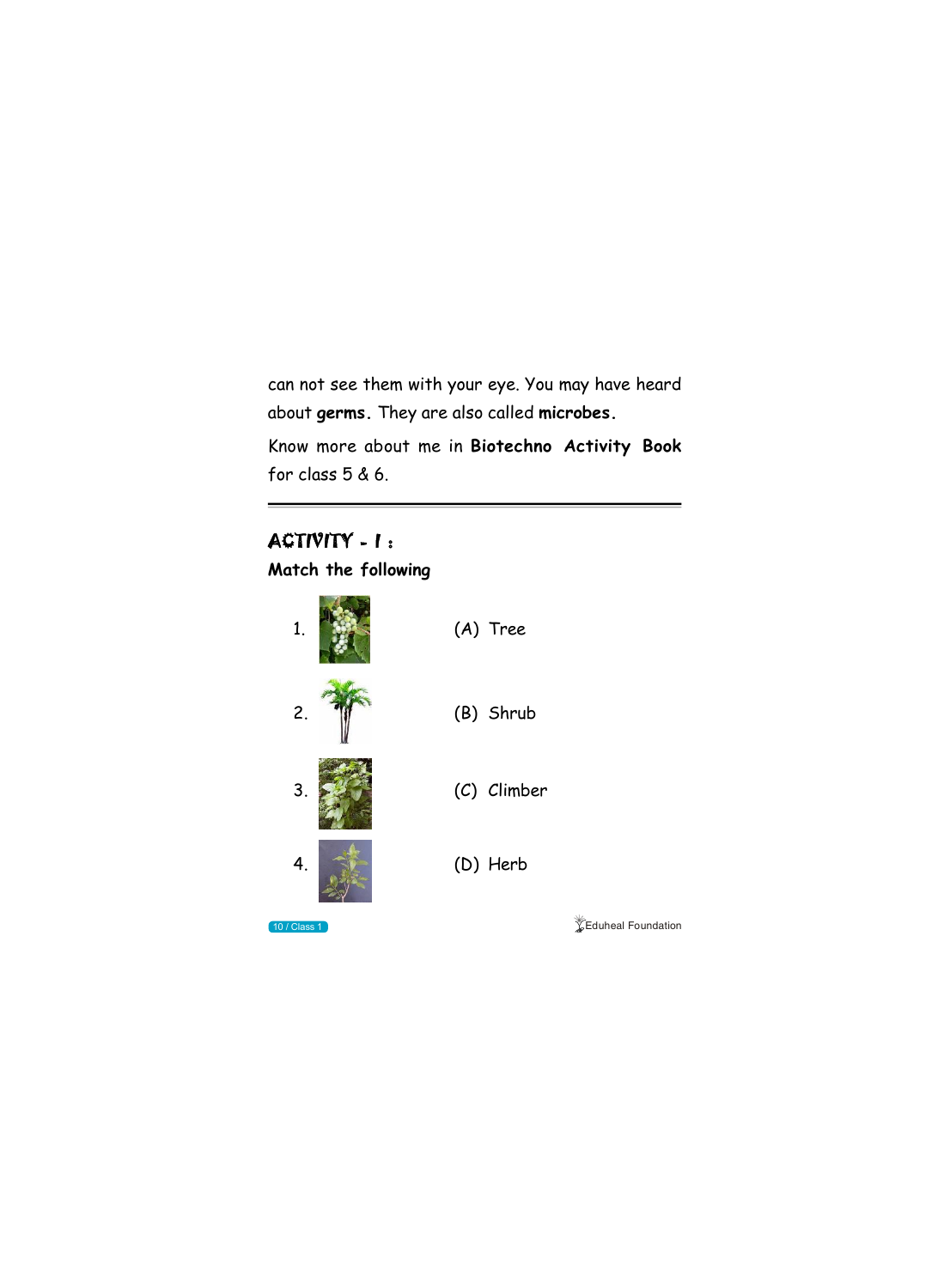can not see them with your eye. You may have heard about **germs.** They are also called **microbes.**

Know more about me in **Biotechno Activity Book** for class 5 & 6.

---

## ACTIVITY - I :

**Match the following**

| | |
|---|---|
| 1. | (A) Tree |
| 2. | (B) Shrub |
| 3. | (C) Climber |
| 4. | (D) Herb |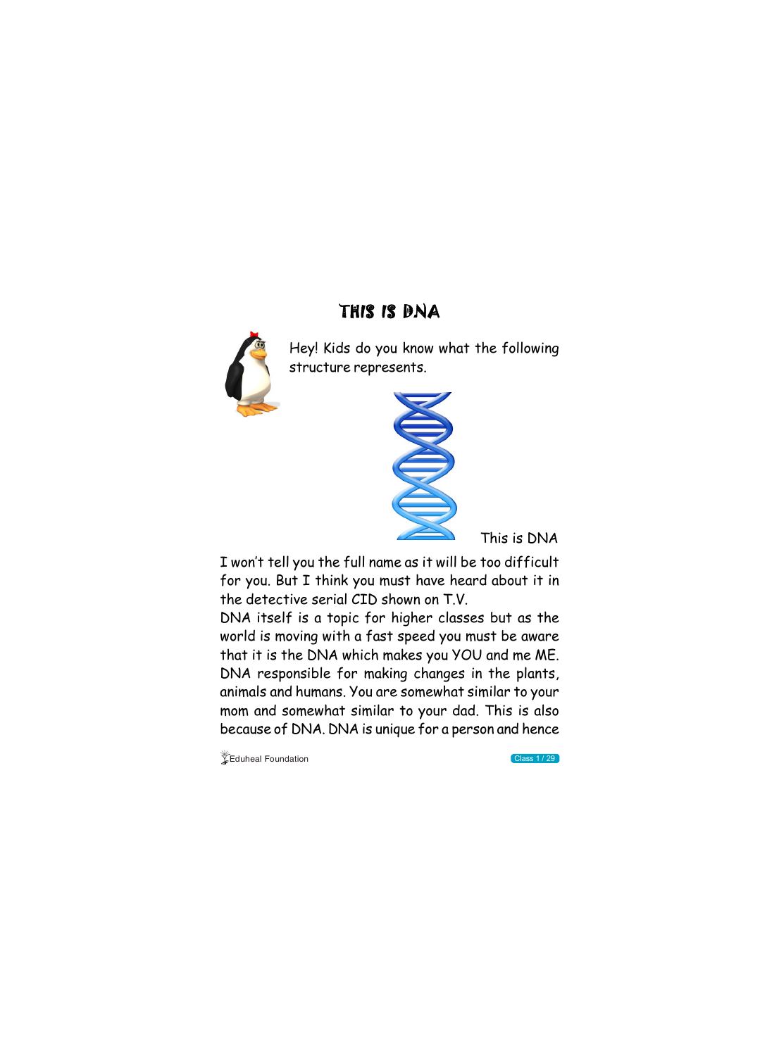# THIS IS DNA

Hey! Kids do you know what the following structure represents.

This is DNA

I won't tell you the full name as it will be too difficult for you. But I think you must have heard about it in the detective serial CID shown on T.V.

DNA itself is a topic for higher classes but as the world is moving with a fast speed you must be aware that it is the DNA which makes you YOU and me ME. DNA responsible for making changes in the plants, animals and humans. You are somewhat similar to your mom and somewhat similar to your dad. This is also because of DNA. DNA is unique for a person and hence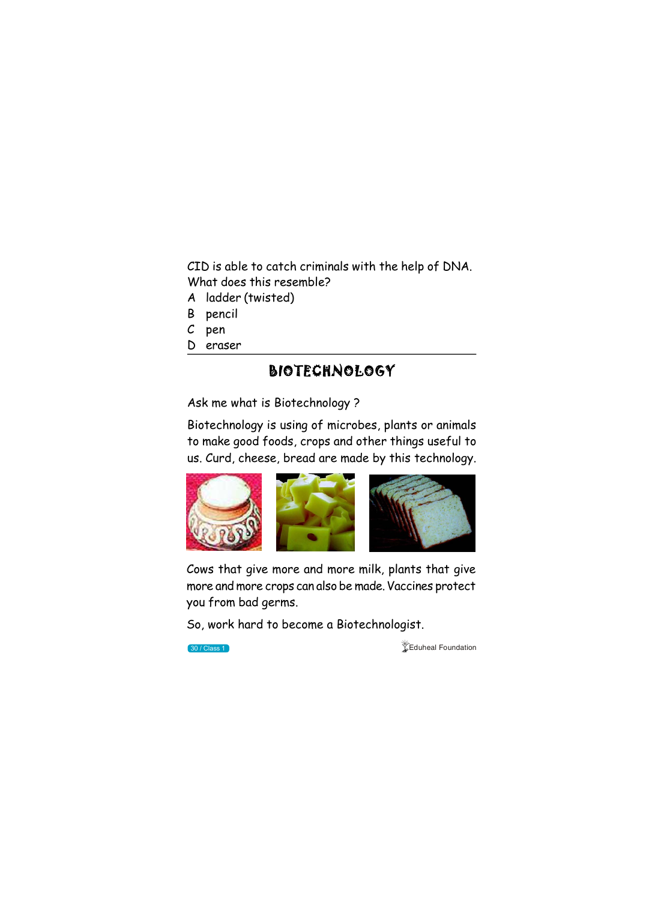CID is able to catch criminals with the help of DNA. What does this resemble?

A ladder (twisted)
B pencil
C pen
D eraser

---

## BIOTECHNOLOGY

Ask me what is Biotechnology ?

Biotechnology is using of microbes, plants or animals to make good foods, crops and other things useful to us. Curd, cheese, bread are made by this technology.

Cows that give more and more milk, plants that give more and more crops can also be made. Vaccines protect you from bad germs.

So, work hard to become a Biotechnologist.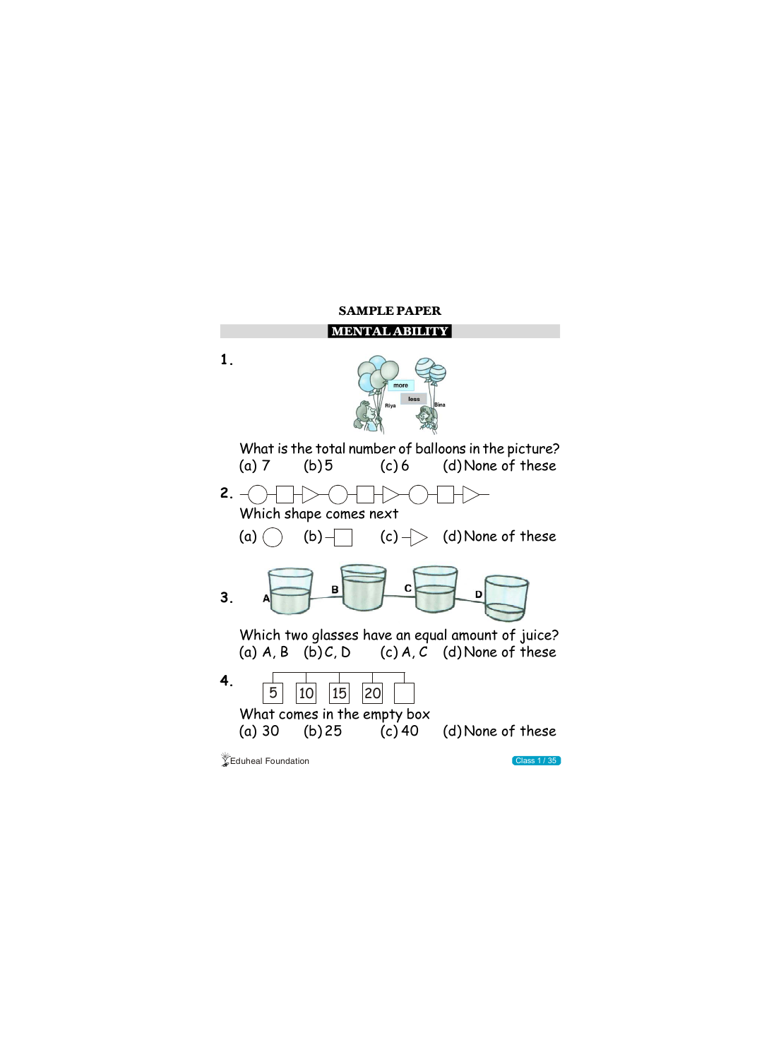# SAMPLE PAPER

## MENTAL ABILITY

**1.**

more

less

Riya

Bina

What is the total number of balloons in the picture?

(a) 7 (b) 5 (c) 6 (d) None of these

**2.** ○ □ ▷ ○ □ ▷ ○ □ ▷

Which shape comes next

(a) ○ (b) □ (c) ▷ (d) None of these

**3.** A B C D

Which two glasses have an equal amount of juice?

(a) A, B (b) C, D (c) A, C (d) None of these

**4.**

| 5 | 10 | 15 | 20 |  |
|---|---|---|---|---|

What comes in the empty box

(a) 30 (b) 25 (c) 40 (d) None of these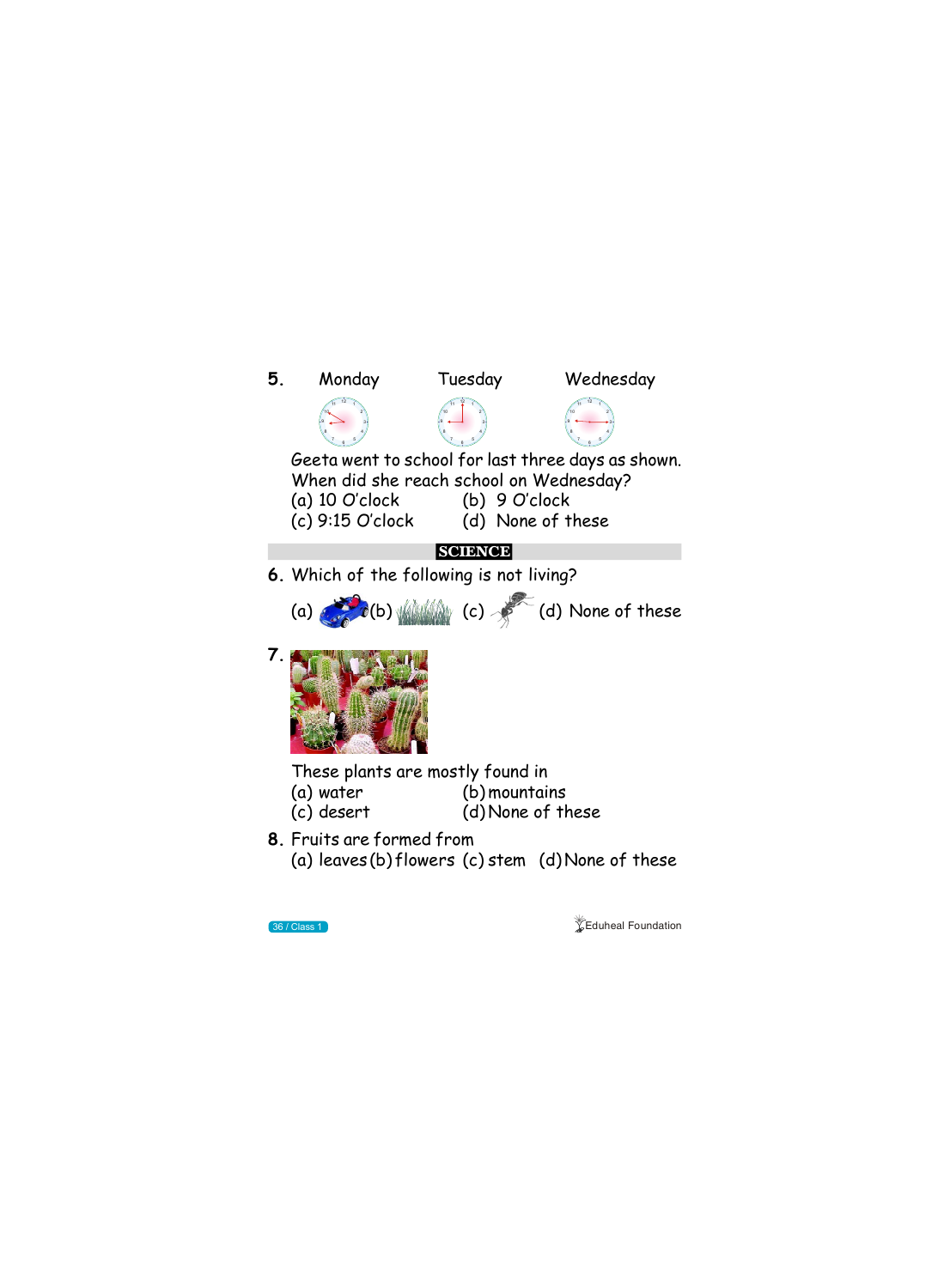5. Monday Tuesday Wednesday

Geeta went to school for last three days as shown. When did she reach school on Wednesday?

(a) 10 O'clock (b) 9 O'clock

(c) 9:15 O'clock (d) None of these

## SCIENCE

6. Which of the following is not living?

(a) (b) (c) (d) None of these

7. These plants are mostly found in

(a) water (b) mountains

(c) desert (d) None of these

8. Fruits are formed from

(a) leaves (b) flowers (c) stem (d) None of these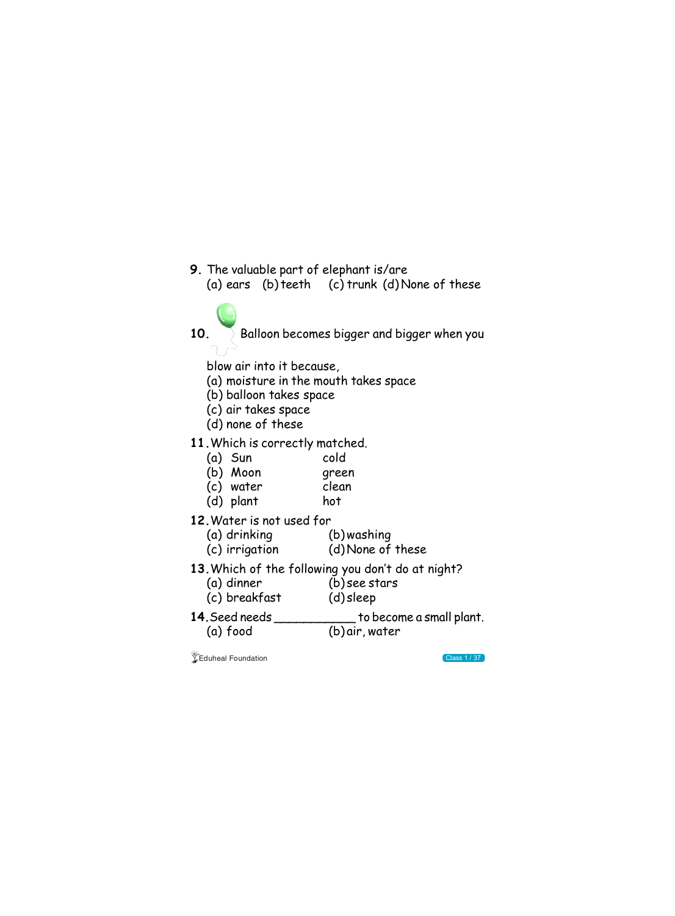9. The valuable part of elephant is/are
   (a) ears (b) teeth (c) trunk (d) None of these

10. Balloon becomes bigger and bigger when you blow air into it because,
   (a) moisture in the mouth takes space
   (b) balloon takes space
   (c) air takes space
   (d) none of these

11. Which is correctly matched.

| | | |
|---|---|---|
| (a) | Sun | cold |
| (b) | Moon | green |
| (c) | water | clean |
| (d) | plant | hot |

12. Water is not used for
   (a) drinking (b) washing
   (c) irrigation (d) None of these

13. Which of the following you don't do at night?
   (a) dinner (b) see stars
   (c) breakfast (d) sleep

14. Seed needs ___________ to become a small plant.
   (a) food (b) air, water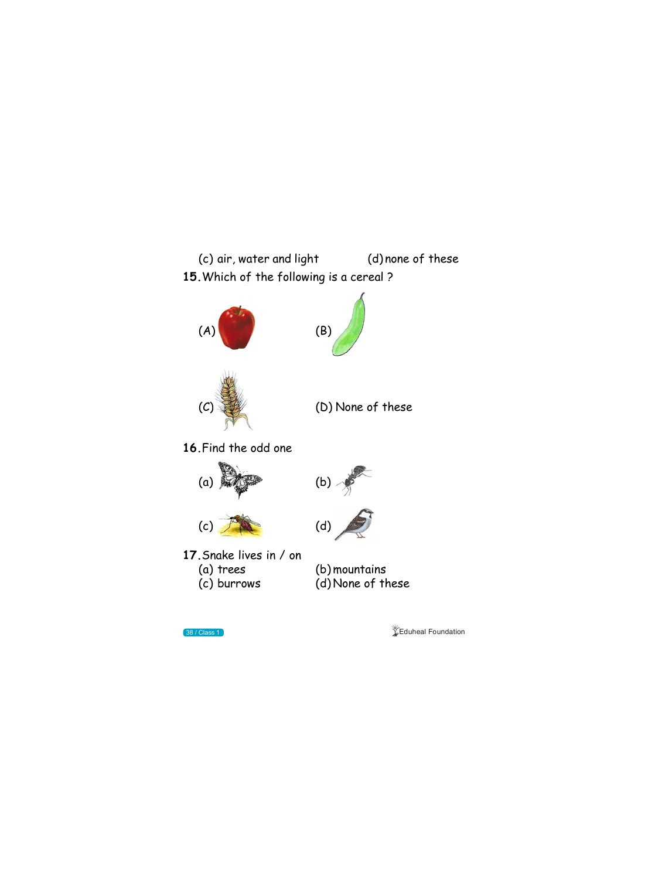(c) air, water and light (d) none of these

**15.** Which of the following is a cereal ?

(A)

(B)

(C)

(D) None of these

**16.** Find the odd one

(a)

(b)

(c)

(d)

**17.** Snake lives in / on

(a) trees (b) mountains

(c) burrows (d) None of these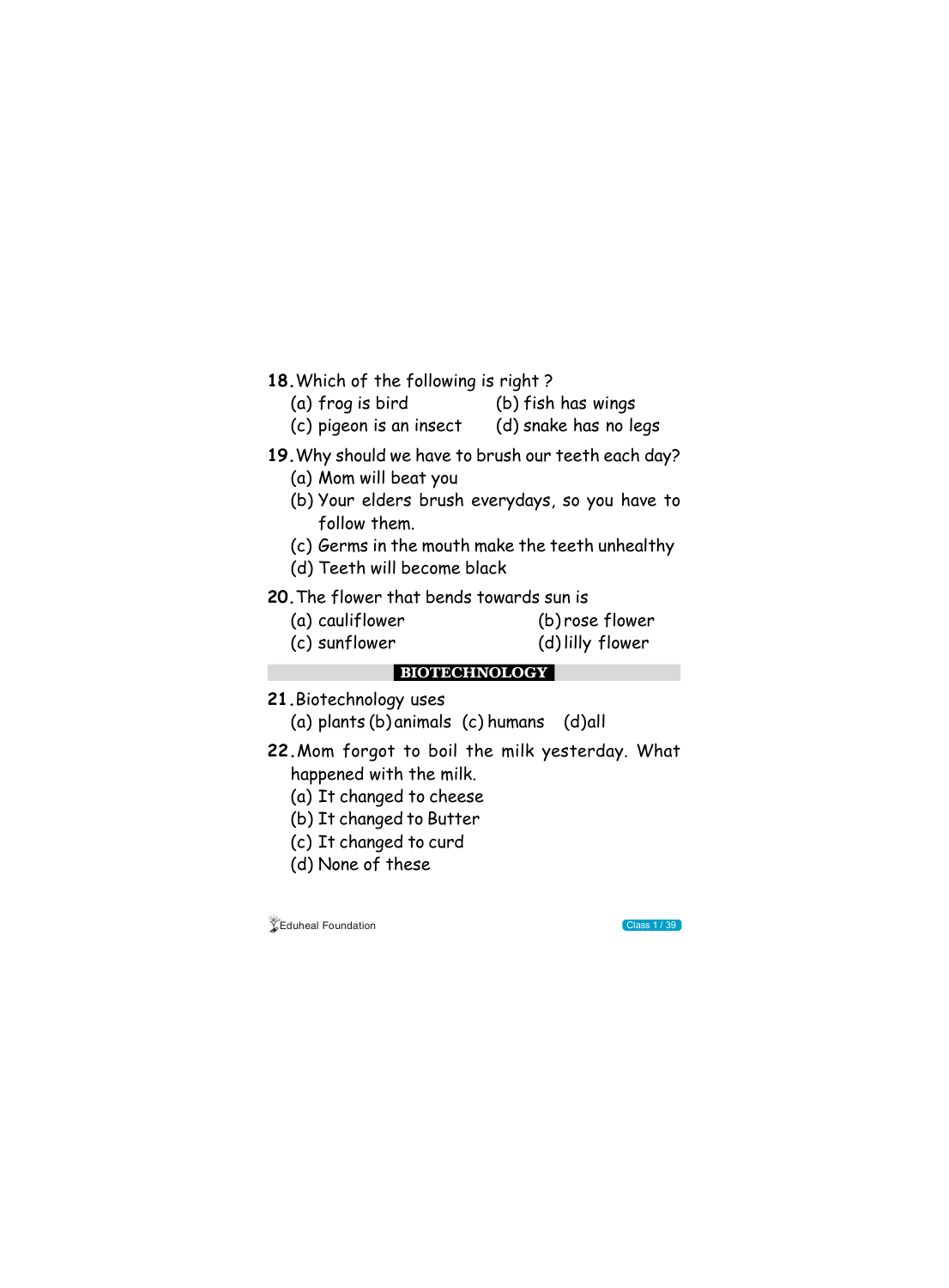**18.** Which of the following is right ?

(a) frog is bird (b) fish has wings

(c) pigeon is an insect (d) snake has no legs

**19.** Why should we have to brush our teeth each day?

(a) Mom will beat you

(b) Your elders brush everydays, so you have to follow them.

(c) Germs in the mouth make the teeth unhealthy

(d) Teeth will become black

**20.** The flower that bends towards sun is

(a) cauliflower (b) rose flower

(c) sunflower (d) lilly flower

## BIOTECHNOLOGY

**21.** Biotechnology uses

(a) plants (b) animals (c) humans (d) all

**22.** Mom forgot to boil the milk yesterday. What happened with the milk.

(a) It changed to cheese

(b) It changed to Butter

(c) It changed to curd

(d) None of these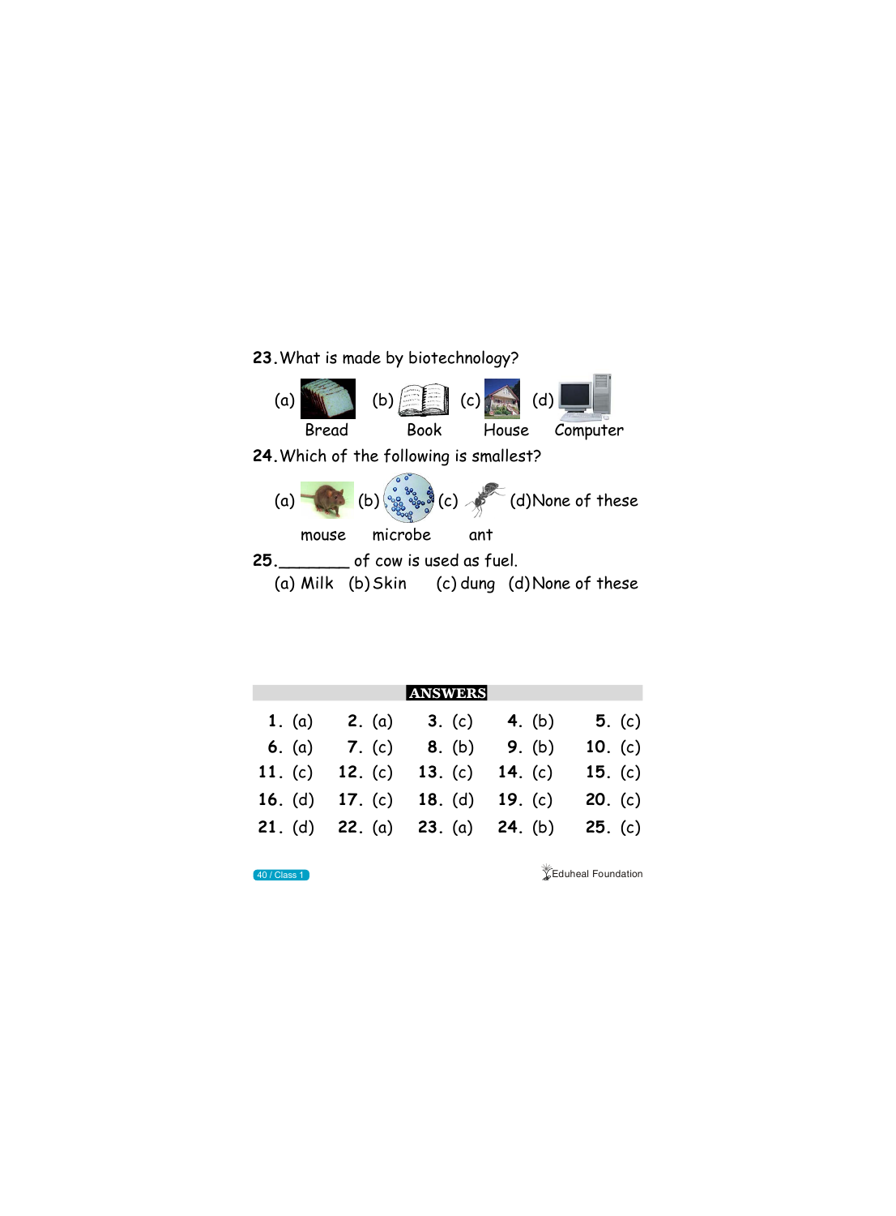23. What is made by biotechnology?

(a) Bread (b) Book (c) House (d) Computer

24. Which of the following is smallest?

(a) mouse (b) microbe (c) ant (d) None of these

25. ________ of cow is used as fuel.

(a) Milk (b) Skin (c) dung (d) None of these

## ANSWERS

| | | | | |
|---|---|---|---|---|
| 1. (a) | 2. (a) | 3. (c) | 4. (b) | 5. (c) |
| 6. (a) | 7. (c) | 8. (b) | 9. (b) | 10. (c) |
| 11. (c) | 12. (c) | 13. (c) | 14. (c) | 15. (c) |
| 16. (d) | 17. (c) | 18. (d) | 19. (c) | 20. (c) |
| 21. (d) | 22. (a) | 23. (a) | 24. (b) | 25. (c) |